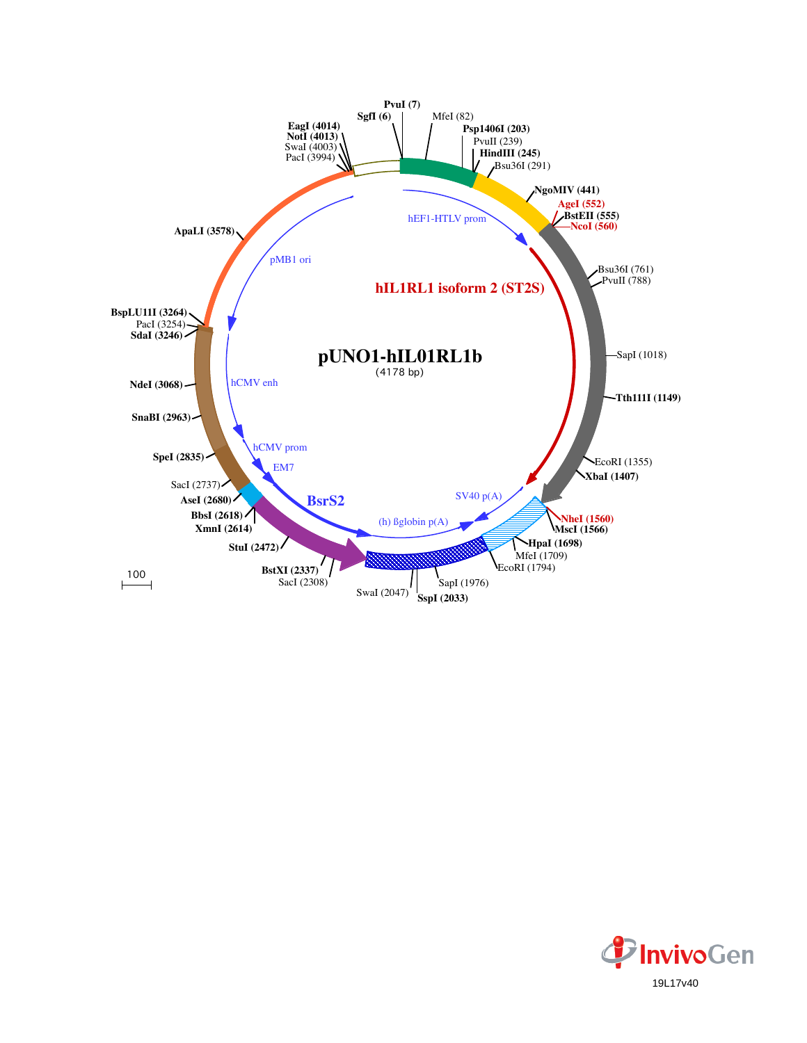# pUNO1-hIL01RL1b

(4178 bp)

hIL1RL1 isoform 2 (ST2S)

hEF1-HTLV prom

SV40 p(A)

(h) ßglobin p(A)

BsrS2

EM7

hCMV prom

hCMV enh

pMB1 ori

PvuI (7)
SgfI (6)
MfeI (82)
Psp1406I (203)
PvuII (239)
HindIII (245)
Bsu36I (291)
NgoMIV (441)
AgeI (552)
BstEII (555)
NcoI (560)
Bsu36I (761)
PvuII (788)
SapI (1018)
Tth111I (1149)
EcoRI (1355)
XbaI (1407)
NheI (1560)
MscI (1566)
HpaI (1698)
MfeI (1709)
EcoRI (1794)
SapI (1976)
SspI (2033)
SwaI (2047)
SacI (2308)
BstXI (2337)
StuI (2472)
XmnI (2614)
BbsI (2618)
AseI (2680)
SacI (2737)
SpeI (2835)
SnaBI (2963)
NdeI (3068)
SdaI (3246)
PacI (3254)
BspLU11I (3264)
ApaLI (3578)
PacI (3994)
SwaI (4003)
NotI (4013)
EagI (4014)

100

InvivoGen

19L17v40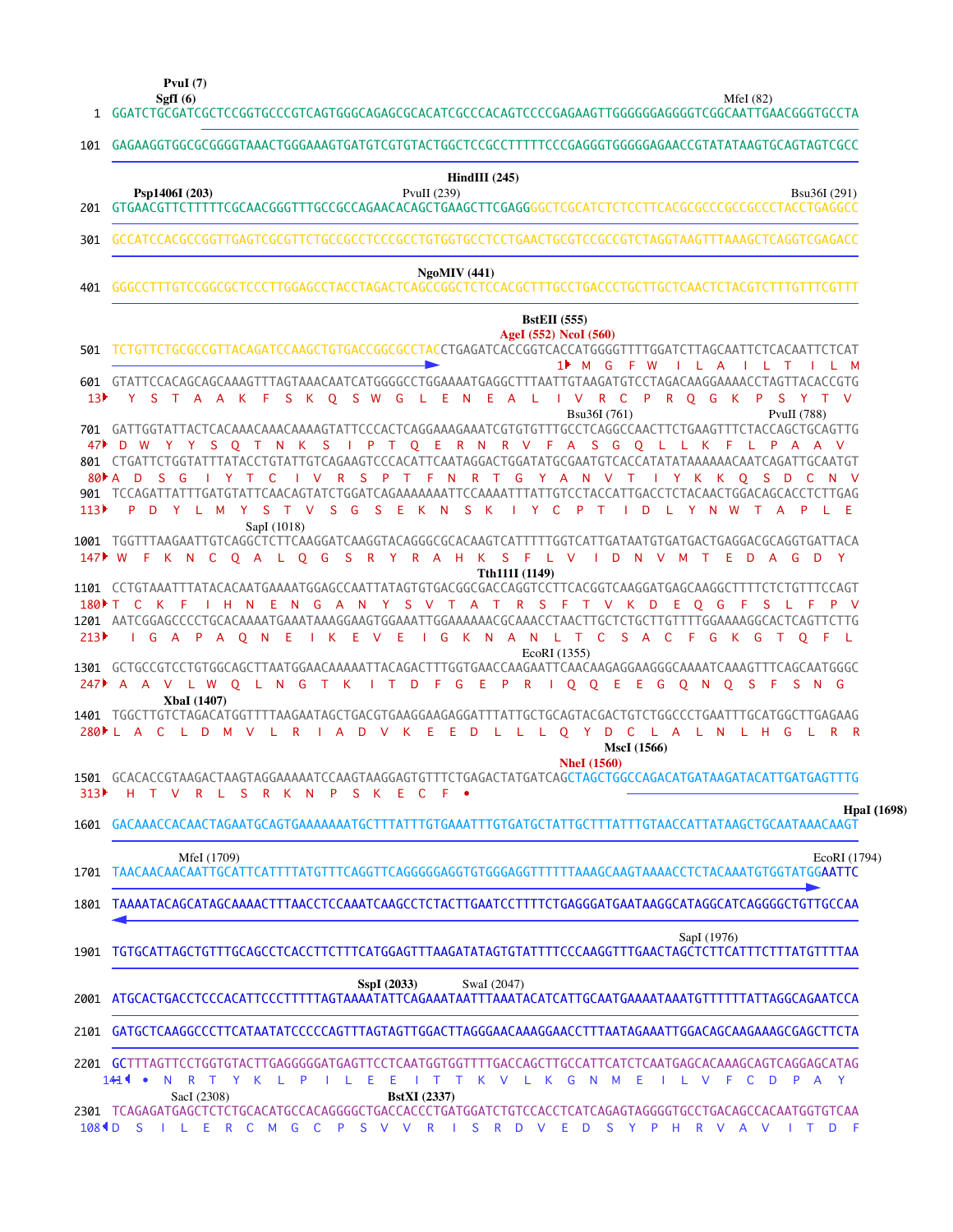```
                PvuI (7)
                SgfI (6)                                                                          MfeI (82)
   1  GGATCTGCGATCGCTCCGGTGCCCGTCAGTGGGCAGAGCGCACATCGCCCACAGTCCCCGAGAAGTTGGGGGGAGGGGTCGGCAATTGAACGGGTGCCTA

 101  GAGAAGGTGGCGCGGGGTAAACTGGGAAAGTGATGTCGTGTACTGGCTCCGCCTTTTTCCCGAGGGTGGGGGAGAACCGTATATAAGTGCAGTAGTCGCC

                                                                      HindIII (245)
          Psp1406I (203)                           PvuII (239)                                      Bsu36I (291)
 201  GTGAACGTTCTTTTTCGCAACGGGTTTGCCGCCAGAACACAGCTGAAGCTTCGAGGGGCTCGCATCTCTCCTTCACGCGCCCGCCGCCCTACCTGAGGCC

 301  GCCATCCACGCCGGTTGAGTCGCGTTCTGCCGCCTCCCGCCTGTGGTGCCTCCTGAACTGCGTCCGCCGTCTAGGTAAGTTTAAAGCTCAGGTCGAGACC

                                                                 NgoMIV (441)
 401  GGGCCTTTGTCCGGCGCTCCCTTGGAGCCTACCTAGACTCAGCCGGCTCTCCACGCTTTGCCTGACCCTGCTTGCTCAACTCTACGTCTTTGTTTCGTTT

                                                                              BstEII (555)
                                                                         AgeI (552) NcoI (560)
 501  TCTGTTCTGCGCCGTTACAGATCCAAGCTGTGACCGGCGCCTACCTGAGATCACCGGTCACCATGGGGTTTTGGATCTTAGCAATTCTCACAATTCTCAT
                                                                      1▸ M  G  F  W  I  L  A  I  L  T  I  L  M
 601  GTATTCCACAGCAGCAAAGTTTAGTAAACAATCATGGGGCCTGGAAAATGAGGCTTTAATTGTAAGATGTCCTAGACAAGGAAAACCTAGTTACACCGTG
 13▸   Y  S  T  A  A  K  F  S  K  Q  S  W  G  L  E  N  E  A  L  I  V  R  C  P  R  Q  G  K  P  S  Y  T  V
                                                                                Bsu36I (761)                      PvuII (788)
 701  GATTGGTATTACTCACAAACAAACAAAAGTATTCCCACTCAGGAAAGAAATCGTGTGTTTGCCTCAGGCCAACTTCTGAAGTTTCTACCAGCTGCAGTTG
 47▸ D  W  Y  Y  S  Q  T  N  K  S  I  P  T  Q  E  R  N  R  V  F  A  S  G  Q  L  L  K  F  L  P  A  A  V
 801  CTGATTCTGGTATTTATACCTGTATTGTCAGAAGTCCCACATTCAATAGGACTGGATATGCGAATGTCACCATATATAAAAAACAATCAGATTGCAATGT
 80▸ A  D  S  G  I  Y  T  C  I  V  R  S  P  T  F  N  R  T  G  Y  A  N  V  T  I  Y  K  K  Q  S  D  C  N  V
 901  TCCAGATTATTTGATGTATTCAACAGTATCTGGATCAGAAAAAAATTCCAAAATTTATTGTCCTACCATTGACCTCTACAACTGGACAGCACCTCTTGAG
 113▸  P  D  Y  L  M  Y  S  T  V  S  G  S  E  K  N  S  K  I  Y  C  P  T  I  D  L  Y  N  W  T  A  P  L  E
                                    SapI (1018)
1001  TGGTTTAAGAATTGTCAGGCTCTTCAAGGATCAAGGTACAGGGCGCACAAGTCATTTTTGGTCATTGATAATGTGATGACTGAGGACGCAGGTGATTACA
 147▸ W  F  K  N  C  Q  A  L  Q  G  S  R  Y  R  A  H  K  S  F  L  V  I  D  N  V  M  T  E  D  A  G  D  Y
                                                                   Tth111I (1149)
1101  CCTGTAAATTTATACACAATGAAAATGGAGCCAATTATAGTGTGACGGCGACCAGGTCCTTCACGGTCAAGGATGAGCAAGGCTTTTCTCTGTTTCCAGT
 180▸ T  C  K  F  I  H  N  E  N  G  A  N  Y  S  V  T  A  T  R  S  F  T  V  K  D  E  Q  G  F  S  L  F  P  V
1201  AATCGGAGCCCCTGCACAAAATGAAATAAAGGAAGTGGAAATTGGAAAAAACGCAAACCTAACTTGCTCTGCTTGTTTTGGAAAAGGCACTCAGTTCTTG
 213▸  I  G  A  P  A  Q  N  E  I  K  E  V  E  I  G  K  N  A  N  L  T  C  S  A  C  F  G  K  G  T  Q  F  L
                                                                  EcoRI (1355)
1301  GCTGCCGTCCTGTGGCAGCTTAATGGAACAAAAATTACAGACTTTGGTGAACCAAGAATTCAACAAGAGGAAGGGCAAAATCAAAGTTTCAGCAATGGGC
 247▸ A  A  V  L  W  Q  L  N  G  T  K  I  T  D  F  G  E  P  R  I  Q  Q  E  E  G  Q  N  Q  S  F  S  N  G
                   XbaI (1407)
1401  TGGCTTGTCTAGACATGGTTTTAAGAATAGCTGACGTGAAGGAAGAGGATTTATTGCTGCAGTACGACTGTCTGGCCCTGAATTTGCATGGCTTGAGAAG
 280▸ L  A  C  L  D  M  V  L  R  I  A  D  V  K  E  E  D  L  L  L  Q  Y  D  C  L  A  L  N  L  H  G  L  R  R
                                                                                     MscI (1566)
                                                                                 NheI (1560)
1501  GCACACCGTAAGACTAAGTAGGAAAAATCCAAGTAAGGAGTGTTTCTGAGACTATGATCAGCTAGCTGGCCAGACATGATAAGATACATTGATGAGTTTG
 313▸  H  T  V  R  L  S  R  K  N  P  S  K  E  C  F  •
                                                                                                        HpaI (1698)
1601  GACAAACCACAACTAGAATGCAGTGAAAAAAATGCTTTATTTGTGAAATTTGTGATGCTATTGCTTTATTTGTAACCATTATAAGCTGCAATAAACAAGT

                  MfeI (1709)                                                                          EcoRI (1794)
1701  TAACAACAACAATTGCATTCATTTTATGTTTCAGGTTCAGGGGGAGGTGTGGGAGGTTTTTTAAAGCAAGTAAAACCTCTACAAATGTGGTATGGAATTC

1801  TAAAATACAGCATAGCAAAACTTTAACCTCCAAATCAAGCCTCTACTTGAATCCTTTTCTGAGGGATGAATAAGGCATAGGCATCAGGGGCTGTTGCCAA

                                                                                  SapI (1976)
1901  TGTGCATTAGCTGTTTGCAGCCTCACCTTCTTTCATGGAGTTTAAGATATAGTGTATTTTCCCAAGGTTTGAACTAGCTCTTCATTTCTTTATGTTTTAA

                                      SspI (2033)          SwaI (2047)
2001  ATGCACTGACCTCCCACATTCCCTTTTTAGTAAAATATTCAGAAATAATTTAAATACATCATTGCAATGAAAATAAATGTTTTTTATTAGGCAGAATCCA

2101  GATGCTCAAGGCCCTTCATAATATCCCCCAGTTTAGTAGTTGGACTTAGGGAACAAAGGAACCTTTAATAGAAATTGGACAGCAAGAAAGCGAGCTTCTA

2201  GCTTTAGTTCCTGGTGTACTTGAGGGGGATGAGTTCCTCAATGGTGGTTTTGACCAGCTTGCCATTCATCTCAATGAGCACAAAGCAGTCAGGAGCATAG
 141◂  •  N  R  T  Y  K  L  P  I  L  E  E  I  T  T  K  V  L  K  G  N  M  E  I  L  V  F  C  D  P  A  Y
                   SacI (2308)                     BstXI (2337)
2301  TCAGAGATGAGCTCTCTGCACATGCCACAGGGGCTGACCACCCTGATGGATCTGTCCACCTCATCAGAGTAGGGGTGCCTGACAGCCACAATGGTGTCAA
 108◂ D  S  I  L  E  R  C  M  G  C  P  S  V  V  R  I  S  R  D  V  E  D  S  Y  P  H  R  V  A  V  I  T  D  F
```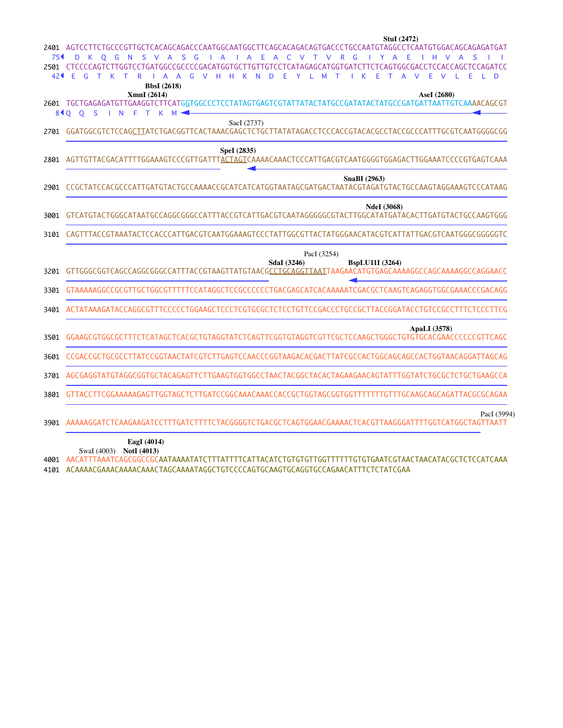```
                                                                                                    StuI (2472)
2401  AGTCCTTCTGCCCGTTGCTCACAGCAGACCCAATGGCAATGGCTTCAGCACAGACAGTGACCCTGCCAATGTAGGCCTCAATGTGGACAGCAGAGATGAT
 75◂   D  K  Q  G  N  S  V  A  S  G  I  A  I  A  E  A  C  V  T  V  R  G  I  Y  A  E  I  H  V  A  S  I  I
2501  CTCCCCAGTCTTGGTCCTGATGGCCGCCCCGACATGGTGCTTGTTGTCCTCATAGAGCATGGTGATCTTCTCAGTGGCGACCTCCACCAGCTCCAGATCC
 42◂   E  G  T  K  T  R  I  A  A  G  V  H  H  K  N  D  E  Y  L  M  T  I  K  E  T  A  V  E  V  L  E  L  D
                          BbsI (2618)
                      XmnI (2614)                                                            AseI (2680)
2601  TGCTGAGAGATGTTGAAGGTCTTCATGGTGGCCCTCCTATAGTGAGTCGTATTATACTATGCCGATATACTATGCCGATGATTAATTGTCAAAACAGCGT
  8◂  Q  Q  S  I  N  F  T  K  M
                                        SacI (2737)
2701  GGATGGCGTCTCCAGCTTATCTGACGGTTCACTAAACGAGCTCTGCTTATATAGACCTCCCACCGTACACGCCTACCGCCCATTTGCGTCAATGGGGCGG
                                        SpeI (2835)
2801  AGTTGTTACGACATTTTGGAAAGTCCCGTTGATTTACTAGTCAAAACAAACTCCCATTGACGTCAATGGGGTGGAGACTTGGAAATCCCCGTGAGTCAAA
                                                                                 SnaBI (2963)
2901  CCGCTATCCACGCCCATTGATGTACTGCCAAAACCGCATCATCATGGTAATAGCGATGACTAATACGTAGATGTACTGCCAAGTAGGAAAGTCCCATAAG
                                                                                  NdeI (3068)
3001  GTCATGTACTGGGCATAATGCCAGGCGGGCCATTTACCGTCATTGACGTCAATAGGGGGCGTACTTGGCATATGATACACTTGATGTACTGCCAAGTGGG
3101  CAGTTTACCGTAAATACTCCACCCATTGACGTCAATGGAAAGTCCCTATTGGCGTTACTATGGGAACATACGTCATTATTGACGTCAATGGGCGGGGGTC
                                                                      PacI (3254)
                                                           SdaI (3246)          BspLU11I (3264)
3201  GTTGGGCGGTCAGCCAGGCGGGCCATTTACCGTAAGTTATGTAACGCCTGCAGGTTAATTAAGAACATGTGAGCAAAAGGCCAGCAAAAGGCCAGGAACC
3301  GTAAAAAGGCCGCGTTGCTGGCGTTTTTCCATAGGCTCCGCCCCCCTGACGAGCATCACAAAAATCGACGCTCAAGTCAGAGGTGGCGAAACCCGACAGG
3401  ACTATAAAGATACCAGGCGTTTCCCCCTGGAAGCTCCCTCGTGCGCTCTCCTGTTCCGACCCTGCCGCTTACCGGATACCTGTCCGCCTTTCTCCCTTCG
                                                                                           ApaLI (3578)
3501  GGAAGCGTGGCGCTTTCTCATAGCTCACGCTGTAGGTATCTCAGTTCGGTGTAGGTCGTTCGCTCCAAGCTGGGCTGTGTGCACGAACCCCCCGTTCAGC
3601  CCGACCGCTGCGCCTTATCCGGTAACTATCGTCTTGAGTCCAACCCGGTAAGACACGACTTATCGCCACTGGCAGCAGCCACTGGTAACAGGATTAGCAG
3701  AGCGAGGTATGTAGGCGGTGCTACAGAGTTCTTGAAGTGGTGGCCTAACTACGGCTACACTAGAAGAACAGTATTTGGTATCTGCGCTCTGCTGAAGCCA
3801  GTTACCTTCGGAAAAAGAGTTGGTAGCTCTTGATCCGGCAAACAAACCACCGCTGGTAGCGGTGGTTTTTTTGTTTGCAAGCAGCAGATTACGCGCAGAA
                                                                                                    PacI (3994)
3901  AAAAAGGATCTCAAGAAGATCCTTTGATCTTTTCTACGGGGTCTGACGCTCAGTGGAACGAAAACTCACGTTAAGGGATTTTGGTCATGGCTAGTTAATT
               EagI (4014)
      SwaI (4003)   NotI (4013)
4001  AACATTTAAATCAGCGGCCGCAATAAAATATCTTTATTTTCATTACATCTGTGTGTTGGTTTTTTGTGTGAATCGTAACTAACATACGCTCTCCATCAAA
4101  ACAAAACGAAACAAAACAAACTAGCAAAATAGGCTGTCCCCAGTGCAAGTGCAGGTGCCAGAACATTTCTCTATCGAA
```